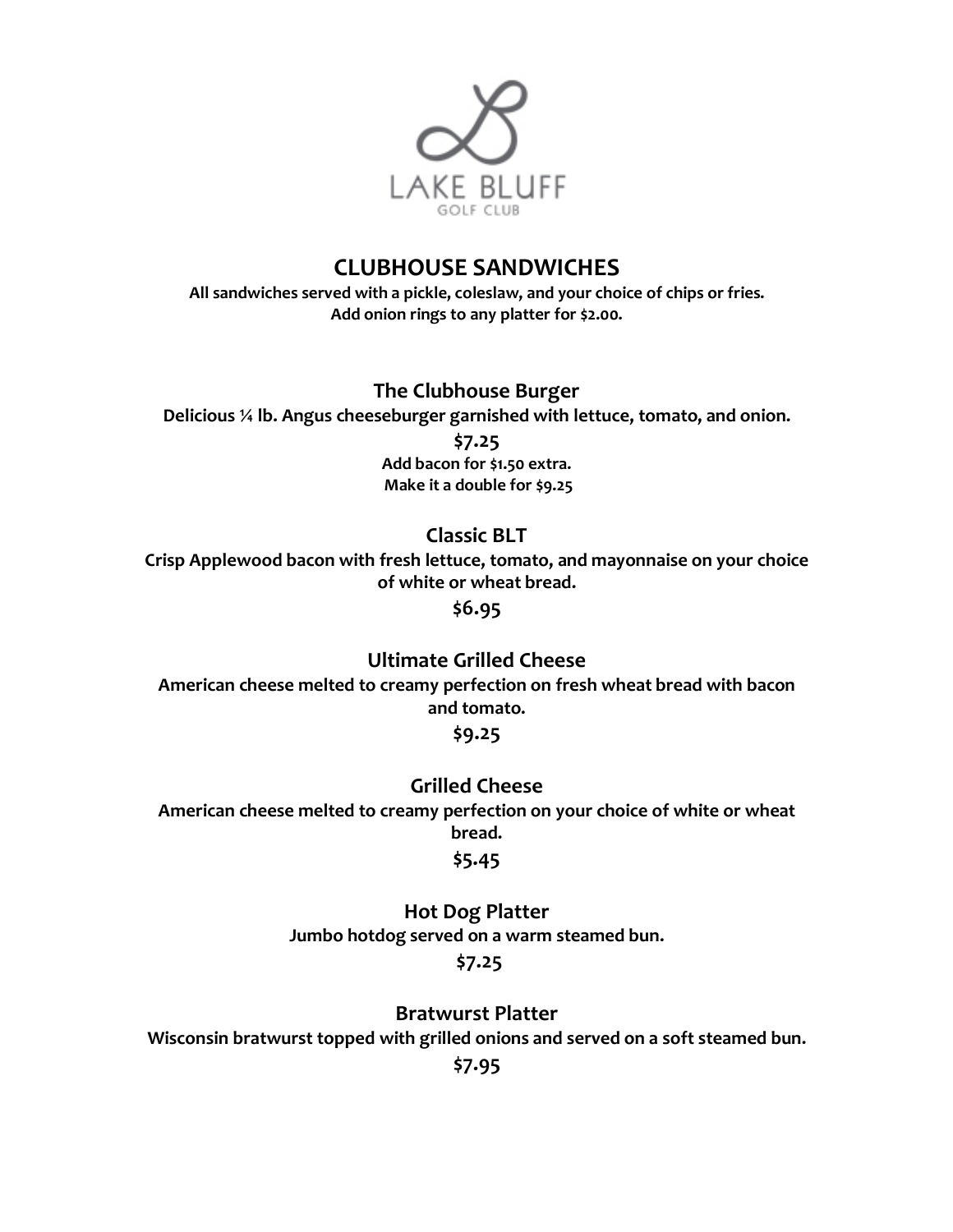LAKE BLUFF
GOLF CLUB

# CLUBHOUSE SANDWICHES

**All sandwiches served with a pickle, coleslaw, and your choice of chips or fries.**
**Add onion rings to any platter for $2.00.**

## The Clubhouse Burger

**Delicious ¼ lb. Angus cheeseburger garnished with lettuce, tomato, and onion.**

**$7.25**

**Add bacon for $1.50 extra.**
**Make it a double for $9.25**

## Classic BLT

**Crisp Applewood bacon with fresh lettuce, tomato, and mayonnaise on your choice of white or wheat bread.**

**$6.95**

## Ultimate Grilled Cheese

**American cheese melted to creamy perfection on fresh wheat bread with bacon and tomato.**

**$9.25**

## Grilled Cheese

**American cheese melted to creamy perfection on your choice of white or wheat bread.**

**$5.45**

## Hot Dog Platter

**Jumbo hotdog served on a warm steamed bun.**

**$7.25**

## Bratwurst Platter

**Wisconsin bratwurst topped with grilled onions and served on a soft steamed bun.**

**$7.95**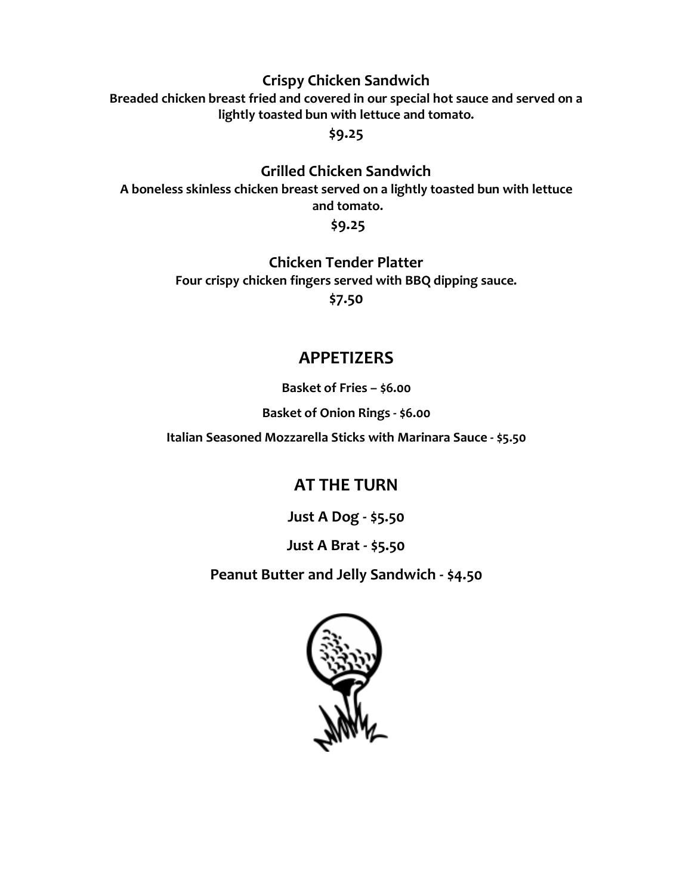**Crispy Chicken Sandwich**

**Breaded chicken breast fried and covered in our special hot sauce and served on a lightly toasted bun with lettuce and tomato.**

**$9.25**

**Grilled Chicken Sandwich**

**A boneless skinless chicken breast served on a lightly toasted bun with lettuce and tomato.**

**$9.25**

**Chicken Tender Platter**

**Four crispy chicken fingers served with BBQ dipping sauce.**

**$7.50**

## APPETIZERS

**Basket of Fries – $6.00**

**Basket of Onion Rings - $6.00**

**Italian Seasoned Mozzarella Sticks with Marinara Sauce - $5.50**

## AT THE TURN

**Just A Dog - $5.50**

**Just A Brat - $5.50**

**Peanut Butter and Jelly Sandwich - $4.50**